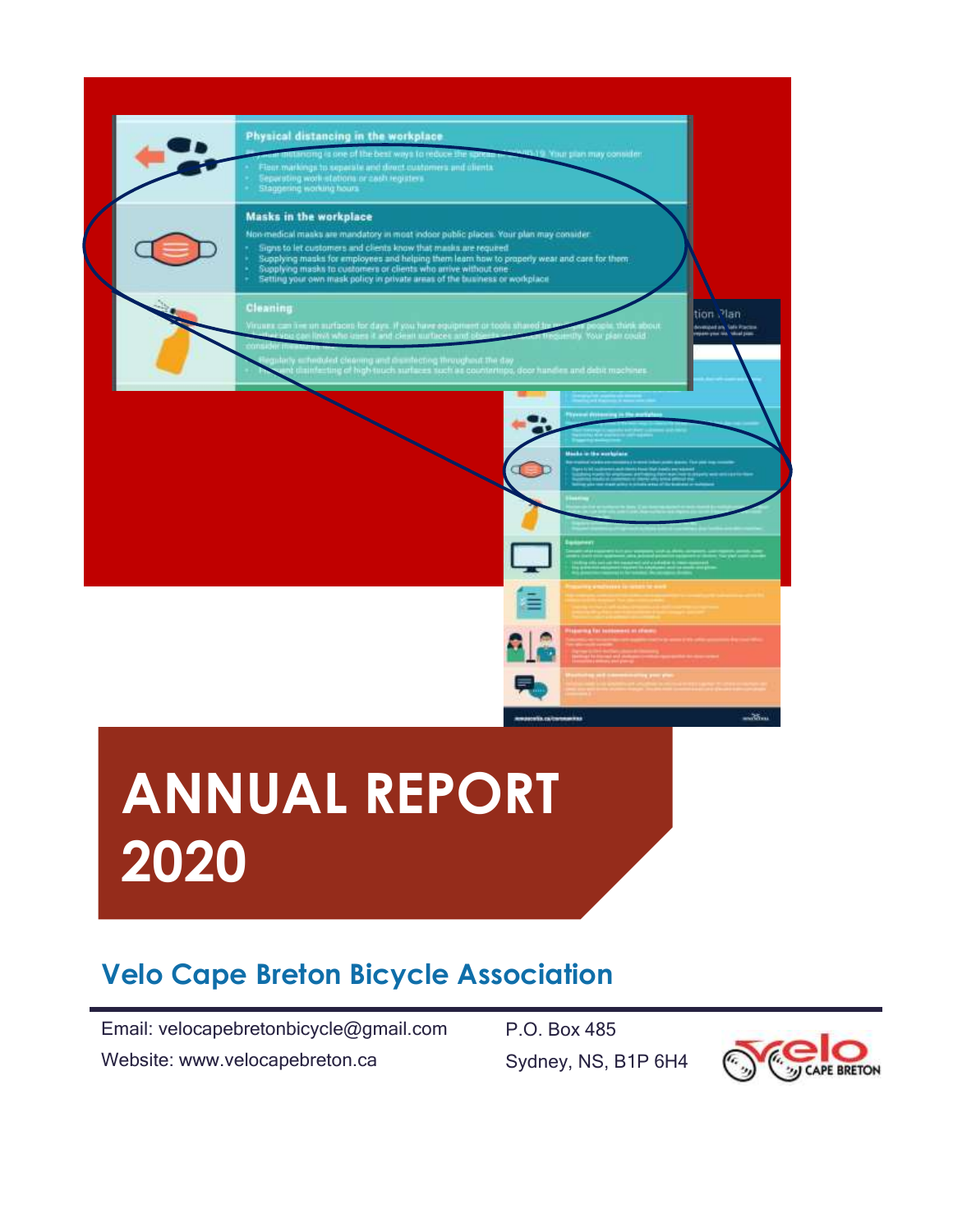# ANNUAL REPORT 2020

## Velo Cape Breton Bicycle Association

Email: velocapebretonbicycle@gmail.com
Website: www.velocapebreton.ca

P.O. Box 485
Sydney, NS, B1P 6H4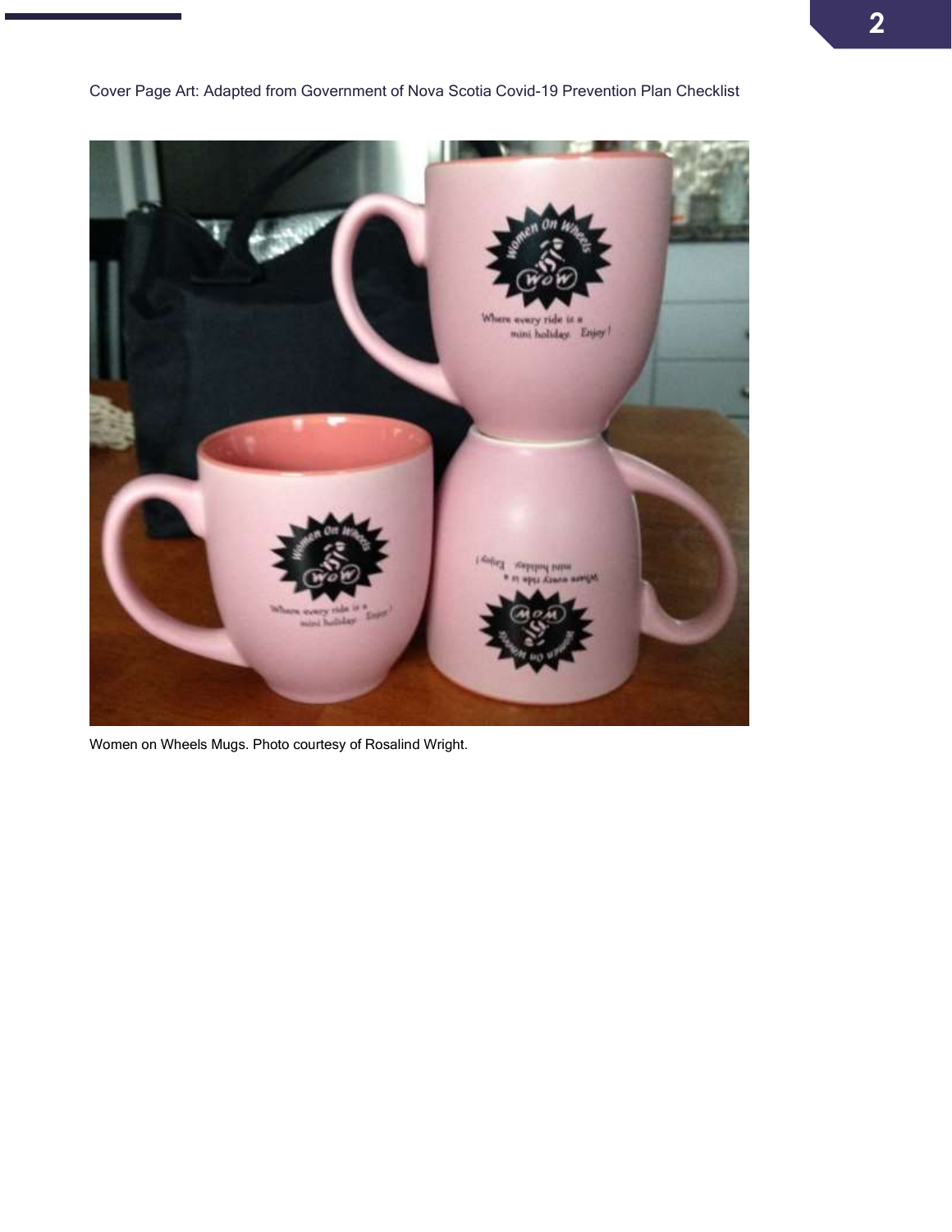Cover Page Art: Adapted from Government of Nova Scotia Covid-19 Prevention Plan Checklist

Women on Wheels Mugs. Photo courtesy of Rosalind Wright.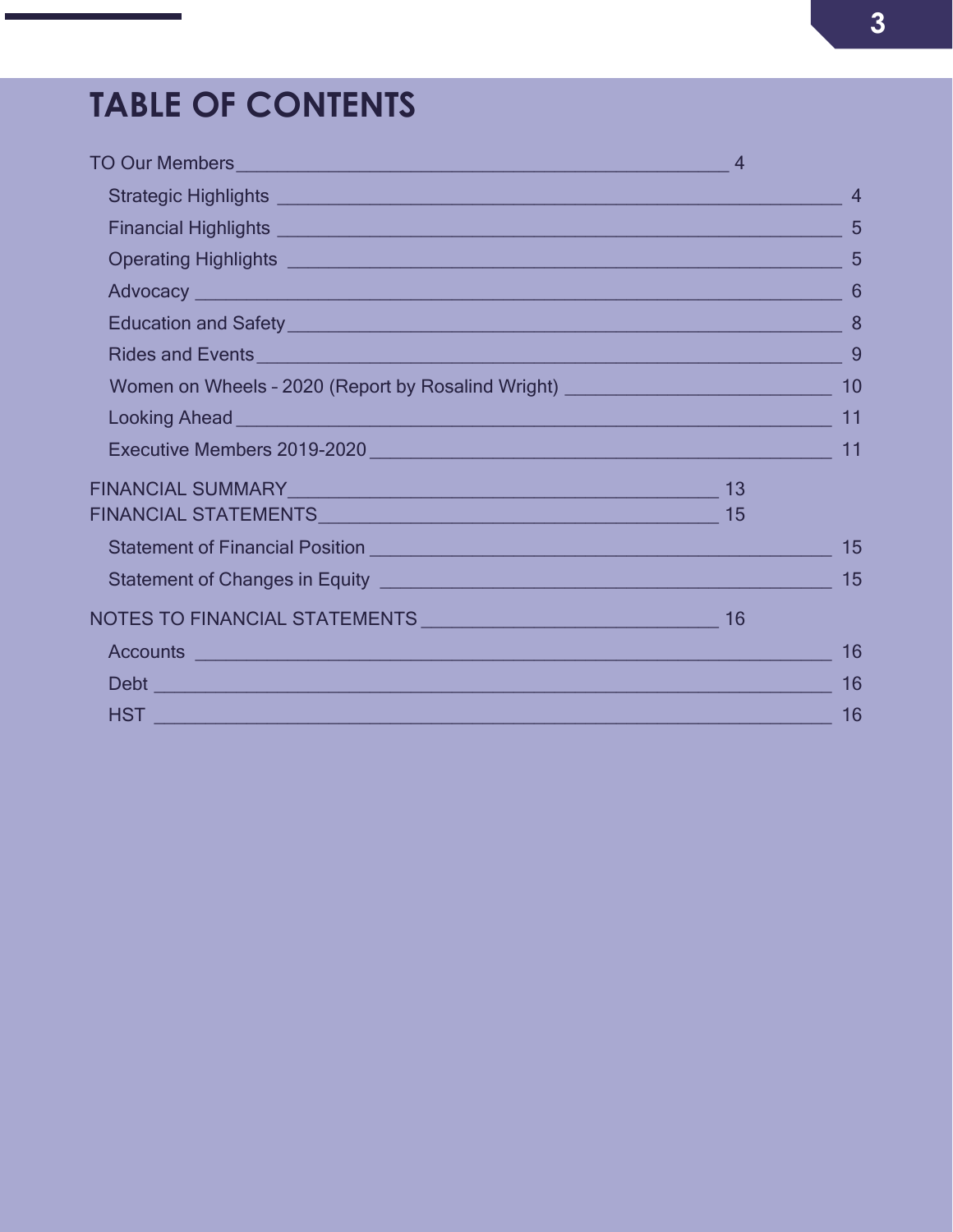# TABLE OF CONTENTS

TO Our Members ____ 4

- Strategic Highlights ____ 4
- Financial Highlights ____ 5
- Operating Highlights ____ 5
- Advocacy ____ 6
- Education and Safety ____ 8
- Rides and Events ____ 9
- Women on Wheels – 2020 (Report by Rosalind Wright) ____ 10
- Looking Ahead ____ 11
- Executive Members 2019-2020 ____ 11

FINANCIAL SUMMARY ____ 13

FINANCIAL STATEMENTS ____ 15

- Statement of Financial Position ____ 15
- Statement of Changes in Equity ____ 15

NOTES TO FINANCIAL STATEMENTS ____ 16

- Accounts ____ 16
- Debt ____ 16
- HST ____ 16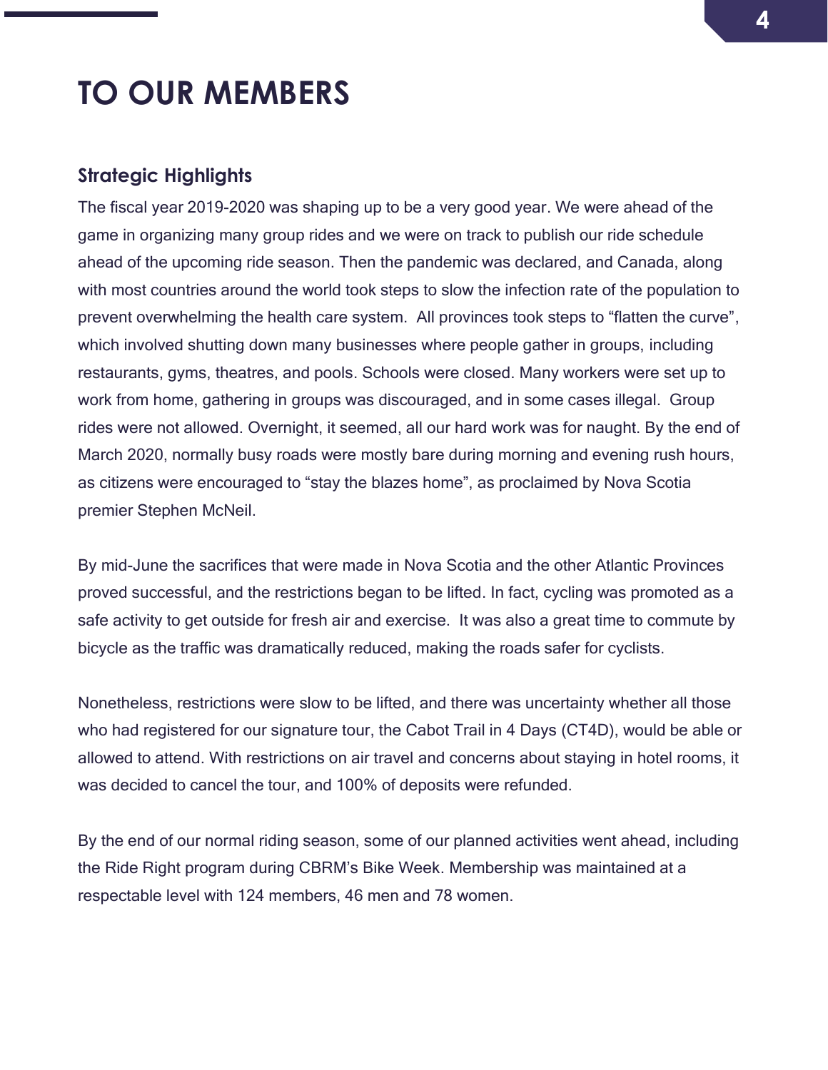# TO OUR MEMBERS

## Strategic Highlights

The fiscal year 2019-2020 was shaping up to be a very good year. We were ahead of the game in organizing many group rides and we were on track to publish our ride schedule ahead of the upcoming ride season. Then the pandemic was declared, and Canada, along with most countries around the world took steps to slow the infection rate of the population to prevent overwhelming the health care system.  All provinces took steps to "flatten the curve", which involved shutting down many businesses where people gather in groups, including restaurants, gyms, theatres, and pools. Schools were closed. Many workers were set up to work from home, gathering in groups was discouraged, and in some cases illegal.  Group rides were not allowed. Overnight, it seemed, all our hard work was for naught. By the end of March 2020, normally busy roads were mostly bare during morning and evening rush hours, as citizens were encouraged to "stay the blazes home", as proclaimed by Nova Scotia premier Stephen McNeil.

By mid-June the sacrifices that were made in Nova Scotia and the other Atlantic Provinces proved successful, and the restrictions began to be lifted. In fact, cycling was promoted as a safe activity to get outside for fresh air and exercise.  It was also a great time to commute by bicycle as the traffic was dramatically reduced, making the roads safer for cyclists.

Nonetheless, restrictions were slow to be lifted, and there was uncertainty whether all those who had registered for our signature tour, the Cabot Trail in 4 Days (CT4D), would be able or allowed to attend. With restrictions on air travel and concerns about staying in hotel rooms, it was decided to cancel the tour, and 100% of deposits were refunded.

By the end of our normal riding season, some of our planned activities went ahead, including the Ride Right program during CBRM's Bike Week. Membership was maintained at a respectable level with 124 members, 46 men and 78 women.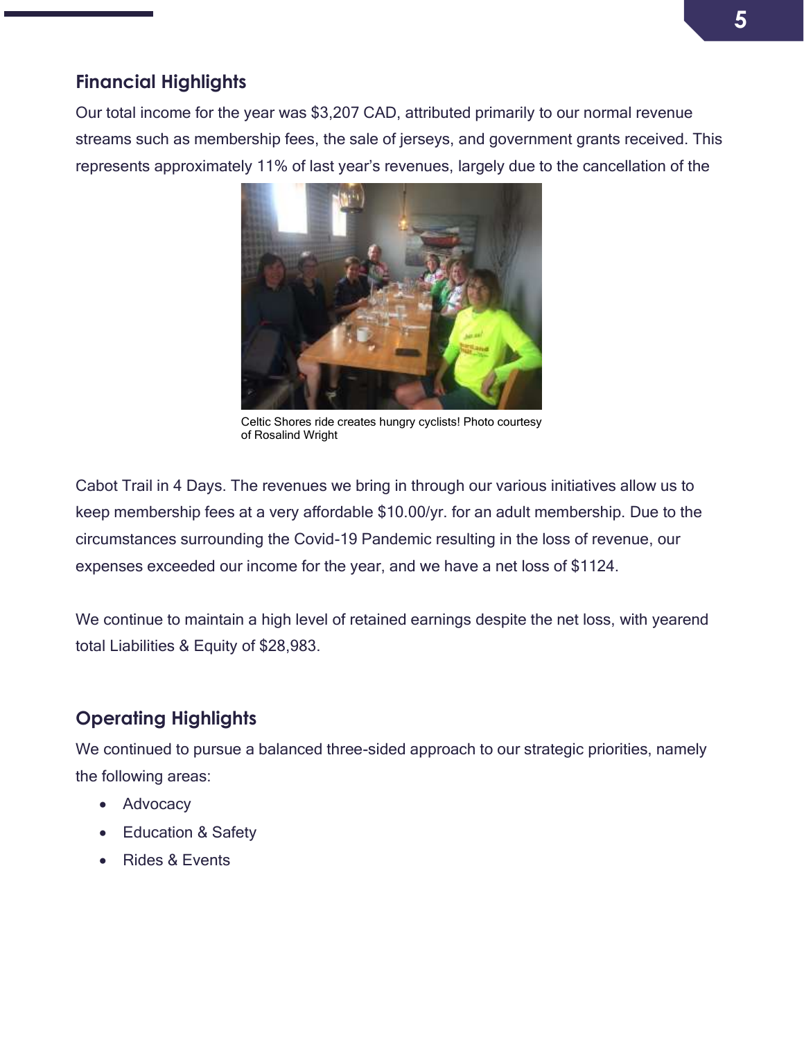## Financial Highlights

Our total income for the year was $3,207 CAD, attributed primarily to our normal revenue streams such as membership fees, the sale of jerseys, and government grants received. This represents approximately 11% of last year's revenues, largely due to the cancellation of the Cabot Trail in 4 Days. The revenues we bring in through our various initiatives allow us to keep membership fees at a very affordable $10.00/yr. for an adult membership. Due to the circumstances surrounding the Covid-19 Pandemic resulting in the loss of revenue, our expenses exceeded our income for the year, and we have a net loss of $1124.

Celtic Shores ride creates hungry cyclists! Photo courtesy of Rosalind Wright

We continue to maintain a high level of retained earnings despite the net loss, with yearend total Liabilities & Equity of $28,983.

## Operating Highlights

We continued to pursue a balanced three-sided approach to our strategic priorities, namely the following areas:

- Advocacy
- Education & Safety
- Rides & Events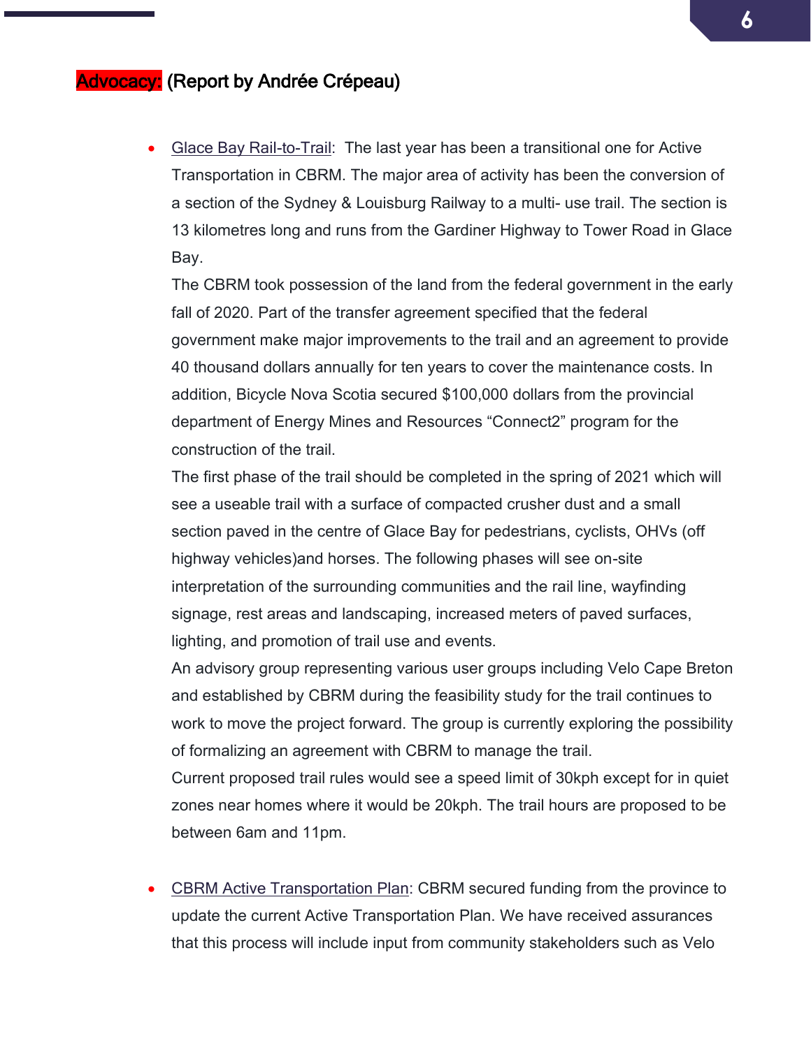## Advocacy: (Report by Andrée Crépeau)

- Glace Bay Rail-to-Trail: The last year has been a transitional one for Active Transportation in CBRM. The major area of activity has been the conversion of a section of the Sydney & Louisburg Railway to a multi- use trail. The section is 13 kilometres long and runs from the Gardiner Highway to Tower Road in Glace Bay.
  The CBRM took possession of the land from the federal government in the early fall of 2020. Part of the transfer agreement specified that the federal government make major improvements to the trail and an agreement to provide 40 thousand dollars annually for ten years to cover the maintenance costs. In addition, Bicycle Nova Scotia secured $100,000 dollars from the provincial department of Energy Mines and Resources "Connect2" program for the construction of the trail.
  The first phase of the trail should be completed in the spring of 2021 which will see a useable trail with a surface of compacted crusher dust and a small section paved in the centre of Glace Bay for pedestrians, cyclists, OHVs (off highway vehicles)and horses. The following phases will see on-site interpretation of the surrounding communities and the rail line, wayfinding signage, rest areas and landscaping, increased meters of paved surfaces, lighting, and promotion of trail use and events.
  An advisory group representing various user groups including Velo Cape Breton and established by CBRM during the feasibility study for the trail continues to work to move the project forward. The group is currently exploring the possibility of formalizing an agreement with CBRM to manage the trail.
  Current proposed trail rules would see a speed limit of 30kph except for in quiet zones near homes where it would be 20kph. The trail hours are proposed to be between 6am and 11pm.

- CBRM Active Transportation Plan: CBRM secured funding from the province to update the current Active Transportation Plan. We have received assurances that this process will include input from community stakeholders such as Velo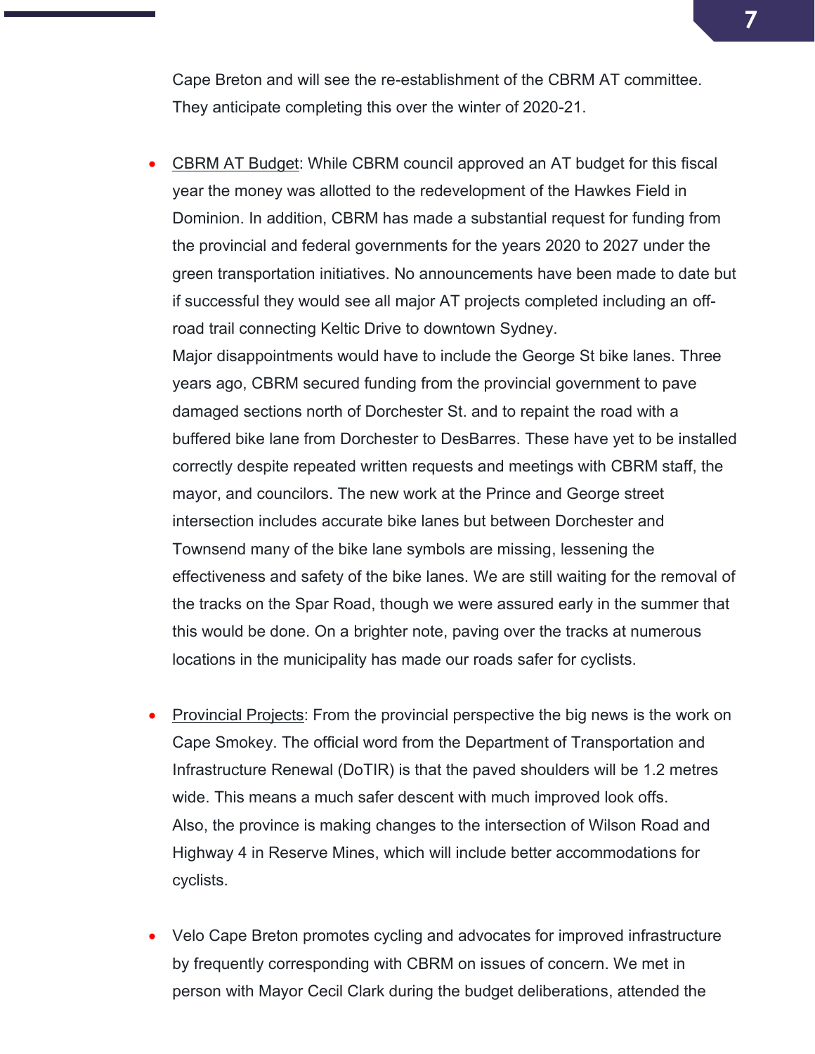Cape Breton and will see the re-establishment of the CBRM AT committee. They anticipate completing this over the winter of 2020-21.

- CBRM AT Budget: While CBRM council approved an AT budget for this fiscal year the money was allotted to the redevelopment of the Hawkes Field in Dominion. In addition, CBRM has made a substantial request for funding from the provincial and federal governments for the years 2020 to 2027 under the green transportation initiatives. No announcements have been made to date but if successful they would see all major AT projects completed including an off-road trail connecting Keltic Drive to downtown Sydney.
  Major disappointments would have to include the George St bike lanes. Three years ago, CBRM secured funding from the provincial government to pave damaged sections north of Dorchester St. and to repaint the road with a buffered bike lane from Dorchester to DesBarres. These have yet to be installed correctly despite repeated written requests and meetings with CBRM staff, the mayor, and councilors. The new work at the Prince and George street intersection includes accurate bike lanes but between Dorchester and Townsend many of the bike lane symbols are missing, lessening the effectiveness and safety of the bike lanes. We are still waiting for the removal of the tracks on the Spar Road, though we were assured early in the summer that this would be done. On a brighter note, paving over the tracks at numerous locations in the municipality has made our roads safer for cyclists.

- Provincial Projects: From the provincial perspective the big news is the work on Cape Smokey. The official word from the Department of Transportation and Infrastructure Renewal (DoTIR) is that the paved shoulders will be 1.2 metres wide. This means a much safer descent with much improved look offs.
  Also, the province is making changes to the intersection of Wilson Road and Highway 4 in Reserve Mines, which will include better accommodations for cyclists.

- Velo Cape Breton promotes cycling and advocates for improved infrastructure by frequently corresponding with CBRM on issues of concern. We met in person with Mayor Cecil Clark during the budget deliberations, attended the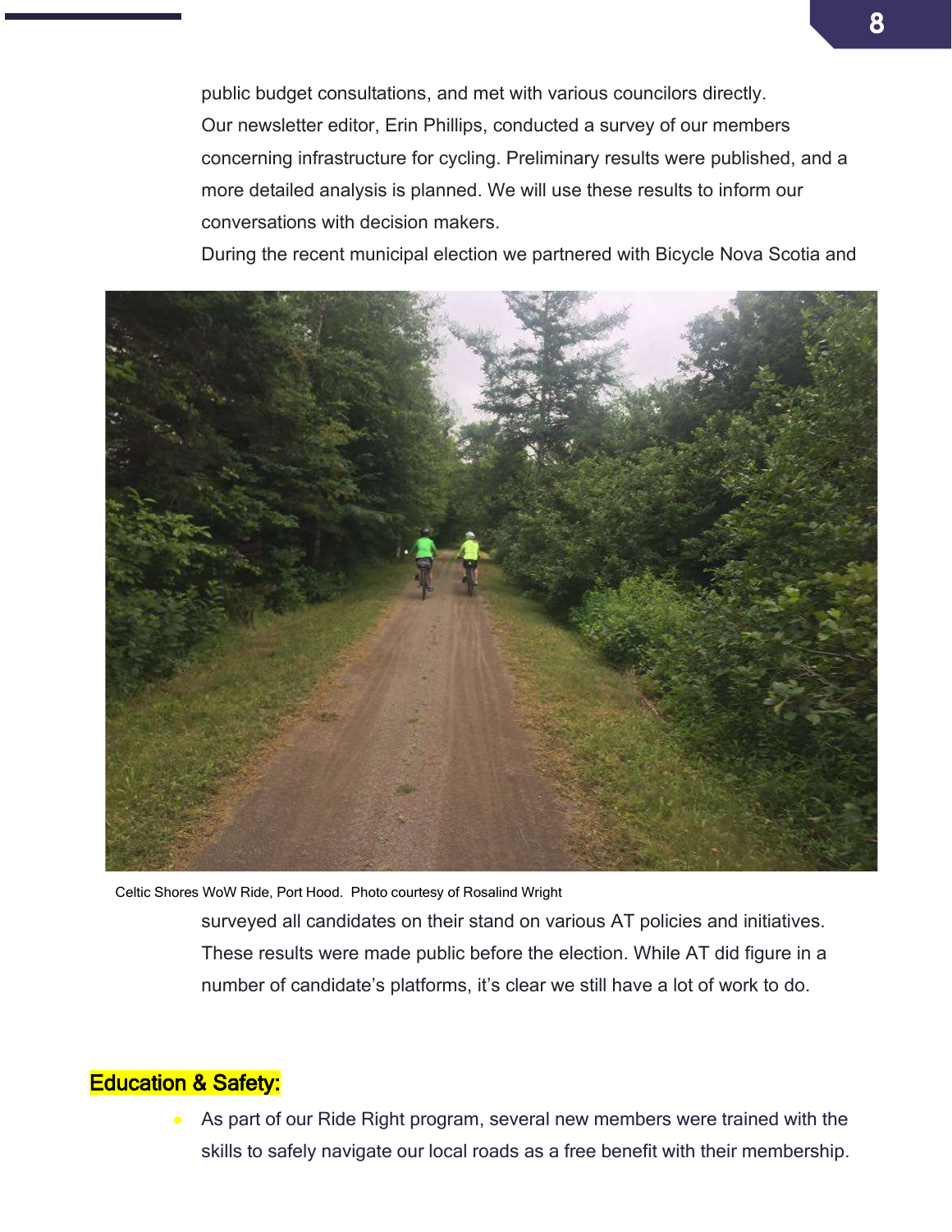public budget consultations, and met with various councilors directly.

Our newsletter editor, Erin Phillips, conducted a survey of our members concerning infrastructure for cycling. Preliminary results were published, and a more detailed analysis is planned. We will use these results to inform our conversations with decision makers.

During the recent municipal election we partnered with Bicycle Nova Scotia and surveyed all candidates on their stand on various AT policies and initiatives. These results were made public before the election. While AT did figure in a number of candidate's platforms, it's clear we still have a lot of work to do.

Celtic Shores WoW Ride, Port Hood. Photo courtesy of Rosalind Wright

## Education & Safety:

- As part of our Ride Right program, several new members were trained with the skills to safely navigate our local roads as a free benefit with their membership.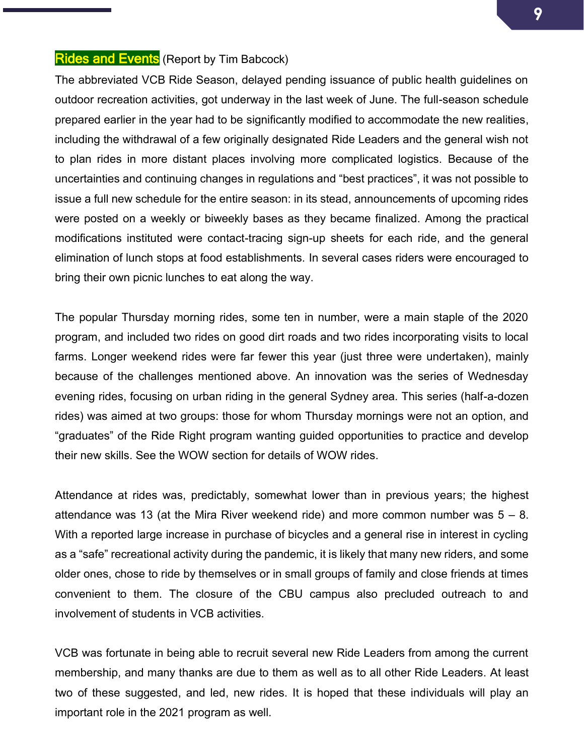## Rides and Events (Report by Tim Babcock)

The abbreviated VCB Ride Season, delayed pending issuance of public health guidelines on outdoor recreation activities, got underway in the last week of June. The full-season schedule prepared earlier in the year had to be significantly modified to accommodate the new realities, including the withdrawal of a few originally designated Ride Leaders and the general wish not to plan rides in more distant places involving more complicated logistics. Because of the uncertainties and continuing changes in regulations and "best practices", it was not possible to issue a full new schedule for the entire season: in its stead, announcements of upcoming rides were posted on a weekly or biweekly bases as they became finalized. Among the practical modifications instituted were contact-tracing sign-up sheets for each ride, and the general elimination of lunch stops at food establishments. In several cases riders were encouraged to bring their own picnic lunches to eat along the way.

The popular Thursday morning rides, some ten in number, were a main staple of the 2020 program, and included two rides on good dirt roads and two rides incorporating visits to local farms. Longer weekend rides were far fewer this year (just three were undertaken), mainly because of the challenges mentioned above. An innovation was the series of Wednesday evening rides, focusing on urban riding in the general Sydney area. This series (half-a-dozen rides) was aimed at two groups: those for whom Thursday mornings were not an option, and "graduates" of the Ride Right program wanting guided opportunities to practice and develop their new skills. See the WOW section for details of WOW rides.

Attendance at rides was, predictably, somewhat lower than in previous years; the highest attendance was 13 (at the Mira River weekend ride) and more common number was 5 – 8. With a reported large increase in purchase of bicycles and a general rise in interest in cycling as a "safe" recreational activity during the pandemic, it is likely that many new riders, and some older ones, chose to ride by themselves or in small groups of family and close friends at times convenient to them. The closure of the CBU campus also precluded outreach to and involvement of students in VCB activities.

VCB was fortunate in being able to recruit several new Ride Leaders from among the current membership, and many thanks are due to them as well as to all other Ride Leaders. At least two of these suggested, and led, new rides. It is hoped that these individuals will play an important role in the 2021 program as well.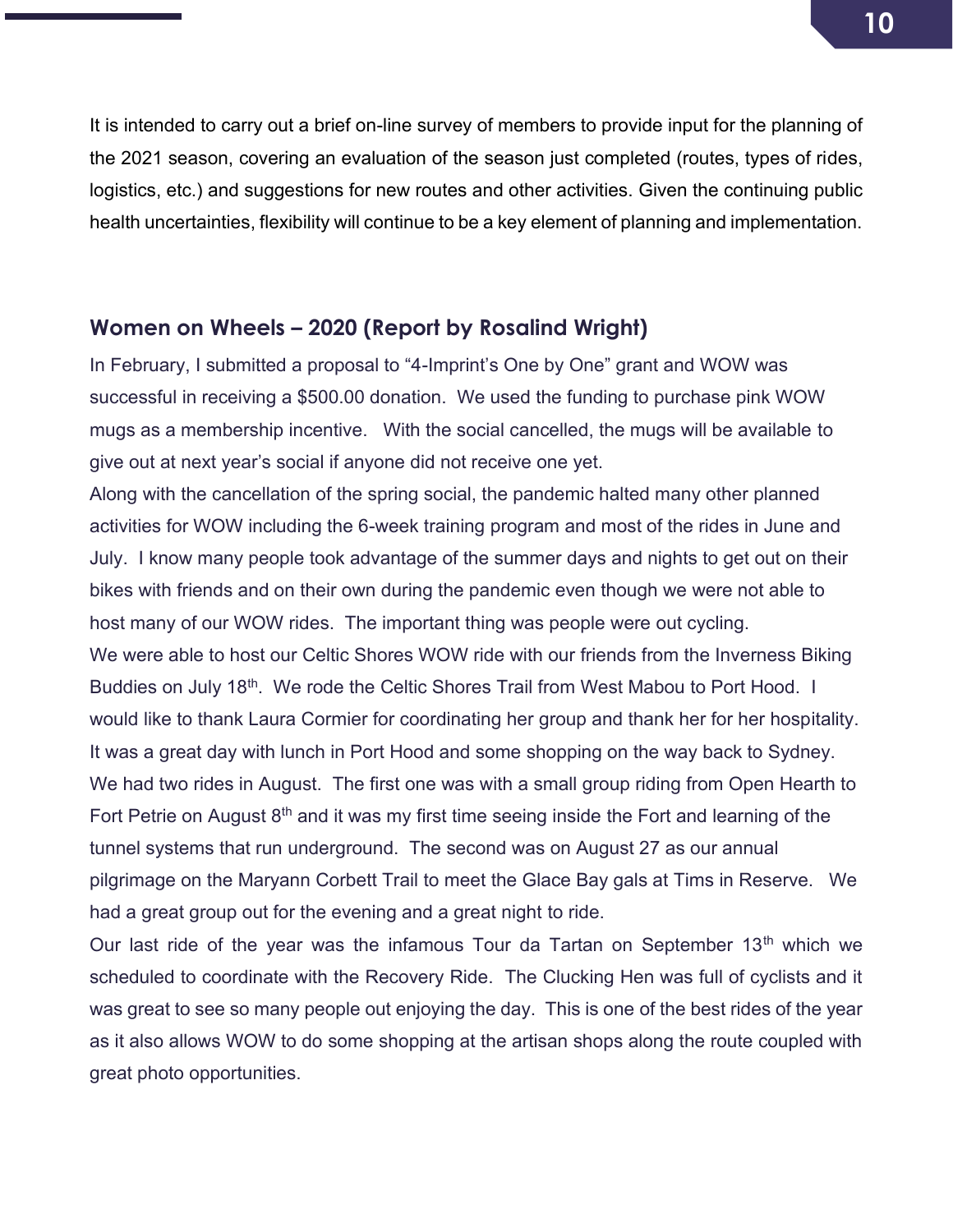It is intended to carry out a brief on-line survey of members to provide input for the planning of the 2021 season, covering an evaluation of the season just completed (routes, types of rides, logistics, etc.) and suggestions for new routes and other activities. Given the continuing public health uncertainties, flexibility will continue to be a key element of planning and implementation.

## Women on Wheels – 2020 (Report by Rosalind Wright)

In February, I submitted a proposal to "4-Imprint's One by One" grant and WOW was successful in receiving a $500.00 donation. We used the funding to purchase pink WOW mugs as a membership incentive. With the social cancelled, the mugs will be available to give out at next year's social if anyone did not receive one yet.

Along with the cancellation of the spring social, the pandemic halted many other planned activities for WOW including the 6-week training program and most of the rides in June and July. I know many people took advantage of the summer days and nights to get out on their bikes with friends and on their own during the pandemic even though we were not able to host many of our WOW rides. The important thing was people were out cycling.

We were able to host our Celtic Shores WOW ride with our friends from the Inverness Biking Buddies on July 18th. We rode the Celtic Shores Trail from West Mabou to Port Hood. I would like to thank Laura Cormier for coordinating her group and thank her for her hospitality. It was a great day with lunch in Port Hood and some shopping on the way back to Sydney.

We had two rides in August. The first one was with a small group riding from Open Hearth to Fort Petrie on August 8th and it was my first time seeing inside the Fort and learning of the tunnel systems that run underground. The second was on August 27 as our annual pilgrimage on the Maryann Corbett Trail to meet the Glace Bay gals at Tims in Reserve. We had a great group out for the evening and a great night to ride.

Our last ride of the year was the infamous Tour da Tartan on September 13th which we scheduled to coordinate with the Recovery Ride. The Clucking Hen was full of cyclists and it was great to see so many people out enjoying the day. This is one of the best rides of the year as it also allows WOW to do some shopping at the artisan shops along the route coupled with great photo opportunities.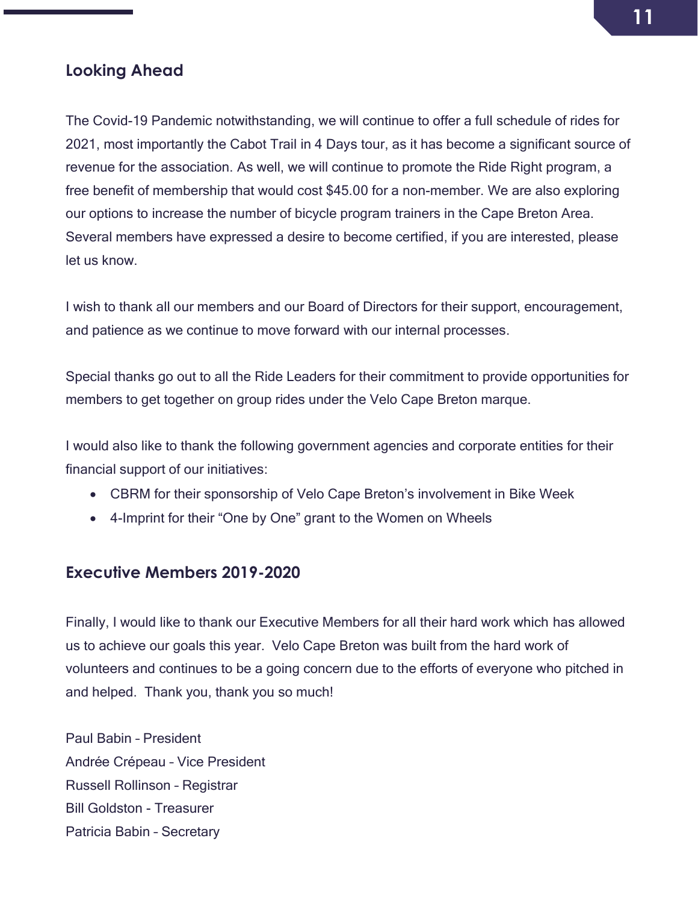## Looking Ahead

The Covid-19 Pandemic notwithstanding, we will continue to offer a full schedule of rides for 2021, most importantly the Cabot Trail in 4 Days tour, as it has become a significant source of revenue for the association. As well, we will continue to promote the Ride Right program, a free benefit of membership that would cost $45.00 for a non-member. We are also exploring our options to increase the number of bicycle program trainers in the Cape Breton Area. Several members have expressed a desire to become certified, if you are interested, please let us know.

I wish to thank all our members and our Board of Directors for their support, encouragement, and patience as we continue to move forward with our internal processes.

Special thanks go out to all the Ride Leaders for their commitment to provide opportunities for members to get together on group rides under the Velo Cape Breton marque.

I would also like to thank the following government agencies and corporate entities for their financial support of our initiatives:

- CBRM for their sponsorship of Velo Cape Breton's involvement in Bike Week
- 4-Imprint for their "One by One" grant to the Women on Wheels

## Executive Members 2019-2020

Finally, I would like to thank our Executive Members for all their hard work which has allowed us to achieve our goals this year. Velo Cape Breton was built from the hard work of volunteers and continues to be a going concern due to the efforts of everyone who pitched in and helped. Thank you, thank you so much!

Paul Babin – President
Andrée Crépeau - Vice President
Russell Rollinson – Registrar
Bill Goldston - Treasurer
Patricia Babin – Secretary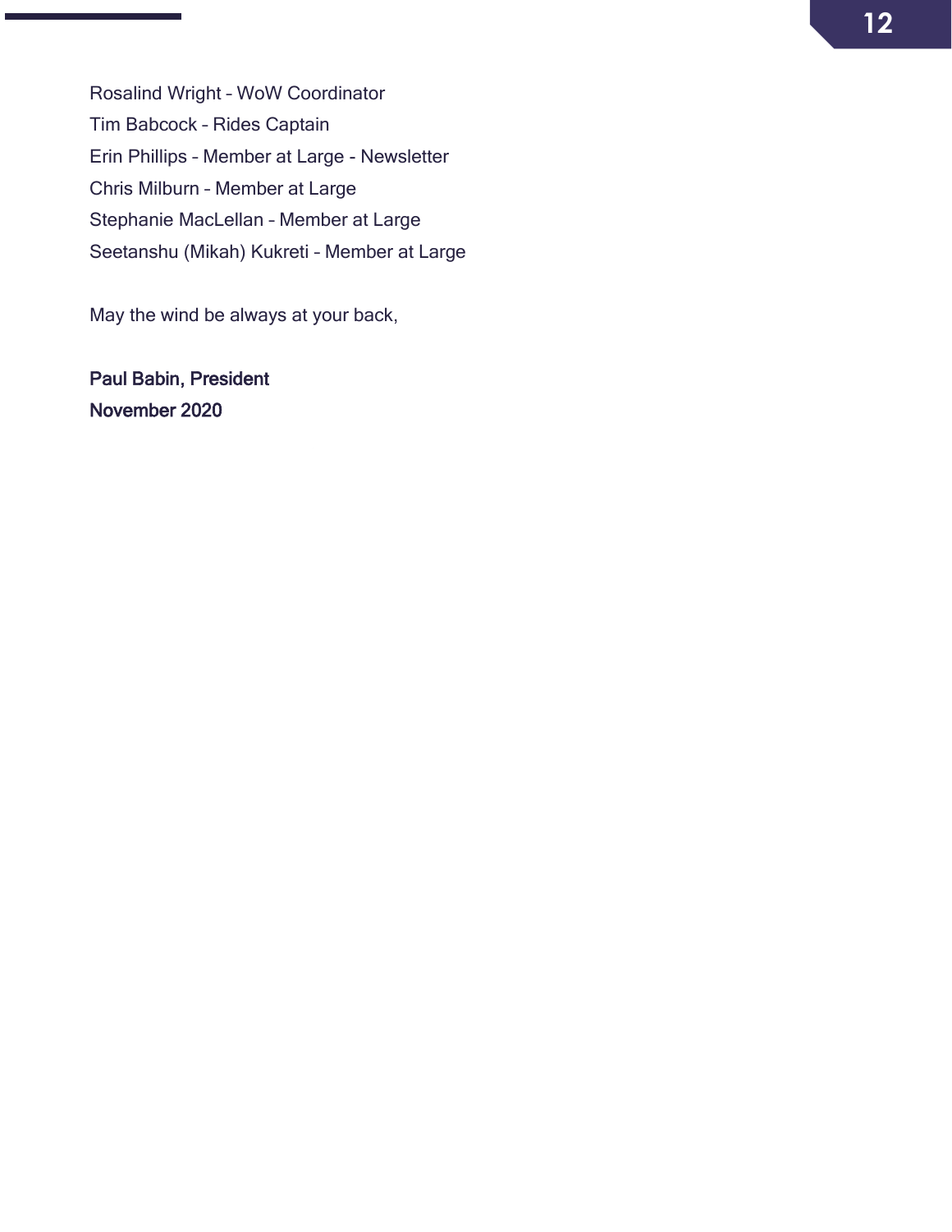Rosalind Wright – WoW Coordinator
Tim Babcock – Rides Captain
Erin Phillips – Member at Large - Newsletter
Chris Milburn – Member at Large
Stephanie MacLellan – Member at Large
Seetanshu (Mikah) Kukreti – Member at Large

May the wind be always at your back,

**Paul Babin, President**
**November 2020**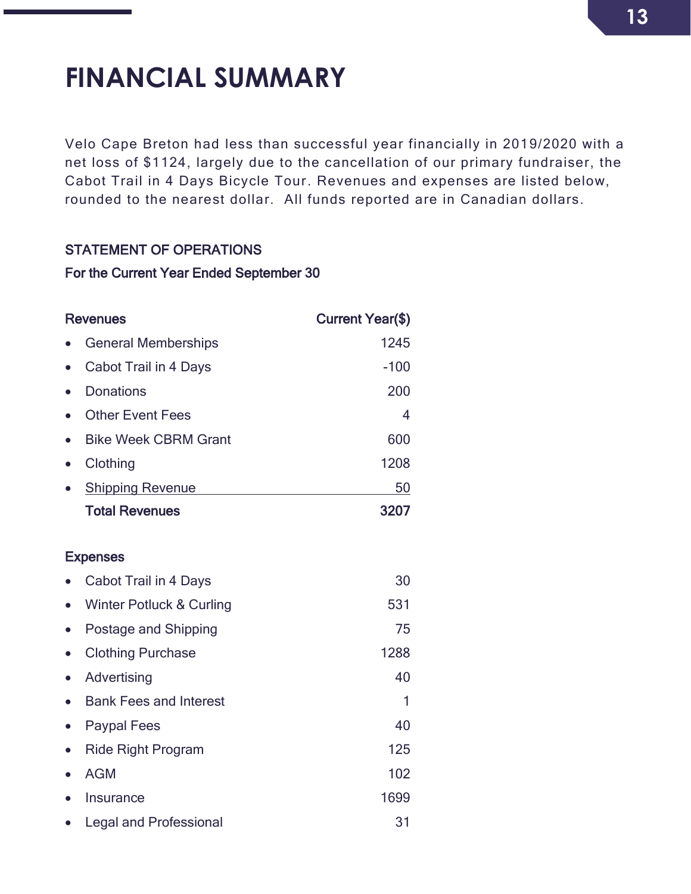# FINANCIAL SUMMARY

Velo Cape Breton had less than successful year financially in 2019/2020 with a net loss of $1124, largely due to the cancellation of our primary fundraiser, the Cabot Trail in 4 Days Bicycle Tour. Revenues and expenses are listed below, rounded to the nearest dollar. All funds reported are in Canadian dollars.

STATEMENT OF OPERATIONS

For the Current Year Ended September 30

| Revenues | Current Year($) |
|---|---|
| • General Memberships | 1245 |
| • Cabot Trail in 4 Days | -100 |
| • Donations | 200 |
| • Other Event Fees | 4 |
| • Bike Week CBRM Grant | 600 |
| • Clothing | 1208 |
| • Shipping Revenue | 50 |
| **Total Revenues** | **3207** |

| Expenses | |
|---|---|
| • Cabot Trail in 4 Days | 30 |
| • Winter Potluck & Curling | 531 |
| • Postage and Shipping | 75 |
| • Clothing Purchase | 1288 |
| • Advertising | 40 |
| • Bank Fees and Interest | 1 |
| • Paypal Fees | 40 |
| • Ride Right Program | 125 |
| • AGM | 102 |
| • Insurance | 1699 |
| • Legal and Professional | 31 |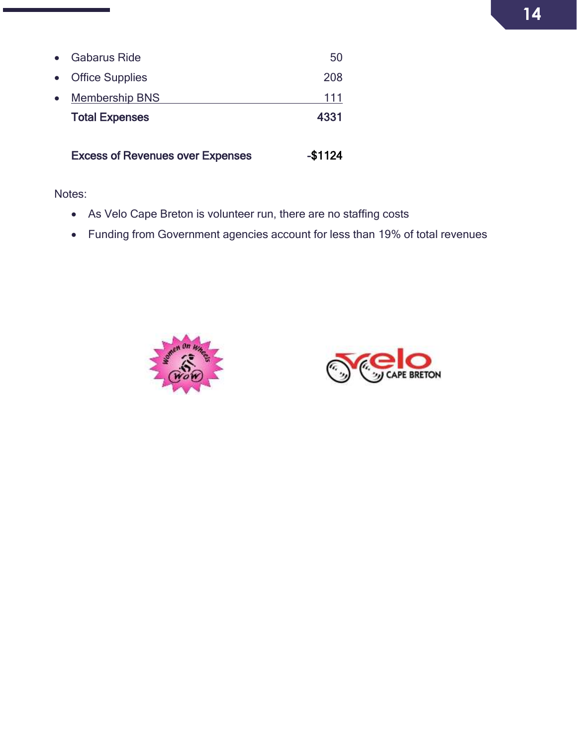| | |
|---|---|
| • Gabarus Ride | 50 |
| • Office Supplies | 208 |
| • Membership BNS | 111 |
| **Total Expenses** | **4331** |
| | |
| **Excess of Revenues over Expenses** | **-$1124** |

Notes:

- As Velo Cape Breton is volunteer run, there are no staffing costs
- Funding from Government agencies account for less than 19% of total revenues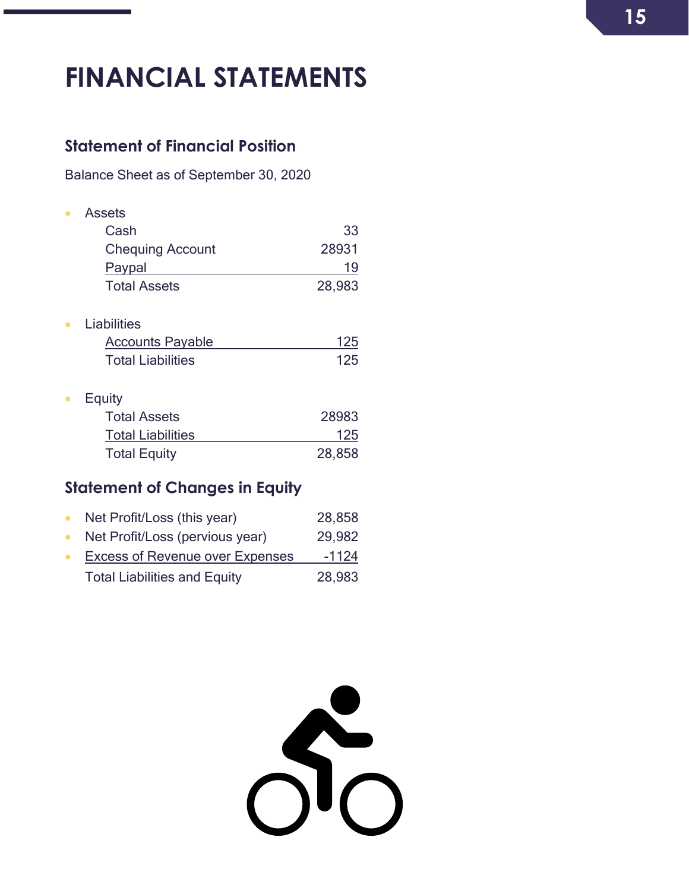# FINANCIAL STATEMENTS

## Statement of Financial Position

Balance Sheet as of September 30, 2020

- Assets

| | |
|---|---|
| Cash | 33 |
| Chequing Account | 28931 |
| Paypal | 19 |
| Total Assets | 28,983 |

- Liabilities

| | |
|---|---|
| Accounts Payable | 125 |
| Total Liabilities | 125 |

- Equity

| | |
|---|---|
| Total Assets | 28983 |
| Total Liabilities | 125 |
| Total Equity | 28,858 |

## Statement of Changes in Equity

| | |
|---|---|
| • Net Profit/Loss (this year) | 28,858 |
| • Net Profit/Loss (pervious year) | 29,982 |
| • Excess of Revenue over Expenses | -1124 |
| Total Liabilities and Equity | 28,983 |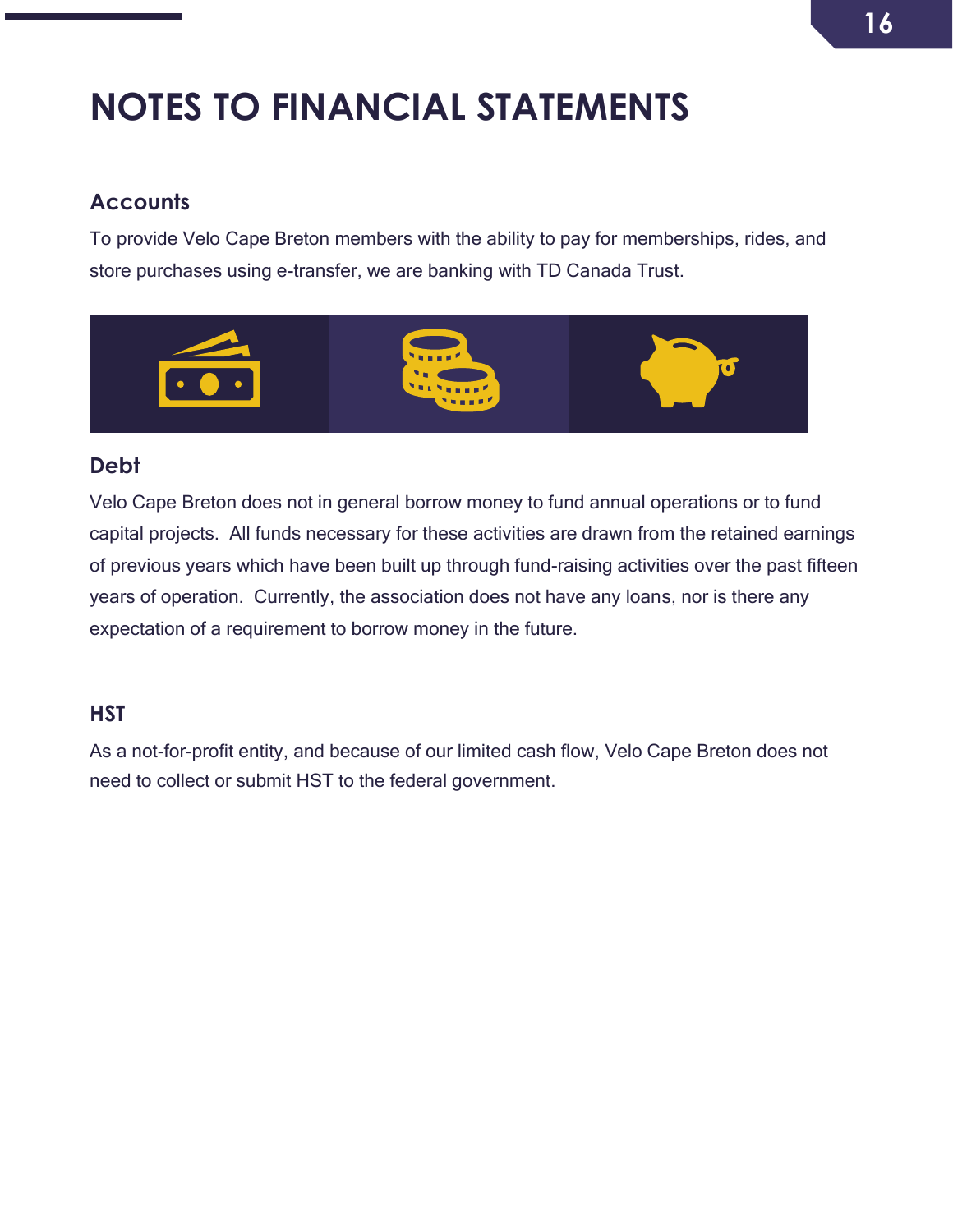# NOTES TO FINANCIAL STATEMENTS

## Accounts

To provide Velo Cape Breton members with the ability to pay for memberships, rides, and store purchases using e-transfer, we are banking with TD Canada Trust.

## Debt

Velo Cape Breton does not in general borrow money to fund annual operations or to fund capital projects. All funds necessary for these activities are drawn from the retained earnings of previous years which have been built up through fund-raising activities over the past fifteen years of operation. Currently, the association does not have any loans, nor is there any expectation of a requirement to borrow money in the future.

## HST

As a not-for-profit entity, and because of our limited cash flow, Velo Cape Breton does not need to collect or submit HST to the federal government.